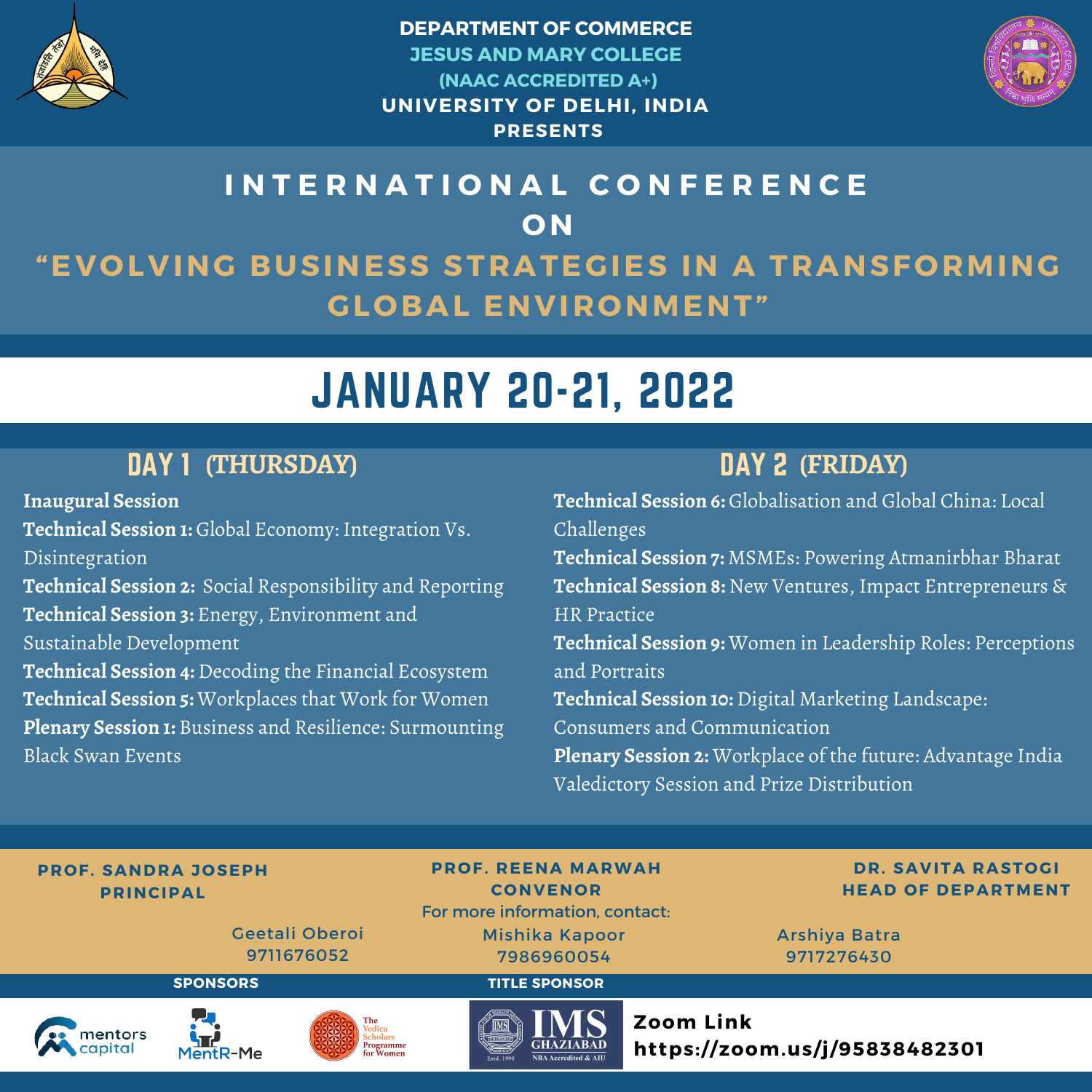**DEPARTMENT OF COMMERCE**
**JESUS AND MARY COLLEGE**
**(NAAC ACCREDITED A+)**
**UNIVERSITY OF DELHI, INDIA**
**PRESENTS**

# INTERNATIONAL CONFERENCE ON

# "EVOLVING BUSINESS STRATEGIES IN A TRANSFORMING GLOBAL ENVIRONMENT"

## JANUARY 20-21, 2022

### DAY 1 (THURSDAY)

**Inaugural Session**
**Technical Session 1:** Global Economy: Integration Vs. Disintegration
**Technical Session 2:** Social Responsibility and Reporting
**Technical Session 3:** Energy, Environment and Sustainable Development
**Technical Session 4:** Decoding the Financial Ecosystem
**Technical Session 5:** Workplaces that Work for Women
**Plenary Session 1:** Business and Resilience: Surmounting Black Swan Events

### DAY 2 (FRIDAY)

**Technical Session 6:** Globalisation and Global China: Local Challenges
**Technical Session 7:** MSMEs: Powering Atmanirbhar Bharat
**Technical Session 8:** New Ventures, Impact Entrepreneurs & HR Practice
**Technical Session 9:** Women in Leadership Roles: Perceptions and Portraits
**Technical Session 10:** Digital Marketing Landscape: Consumers and Communication
**Plenary Session 2:** Workplace of the future: Advantage India
Valedictory Session and Prize Distribution

**PROF. SANDRA JOSEPH**
**PRINCIPAL**

**PROF. REENA MARWAH**
**CONVENOR**

**DR. SAVITA RASTOGI**
**HEAD OF DEPARTMENT**

For more information, contact:

Geetali Oberoi
9711676052

Mishika Kapoor
7986960054

Arshiya Batra
9717276430

**SPONSORS**

mentors capital

MentR-Me

The Vedica Scholars Programme for Women

**TITLE SPONSOR**

IMS GHAZIABAD
Estd. 1990
NBA Accredited & AIU

**Zoom Link**
**https://zoom.us/j/95838482301**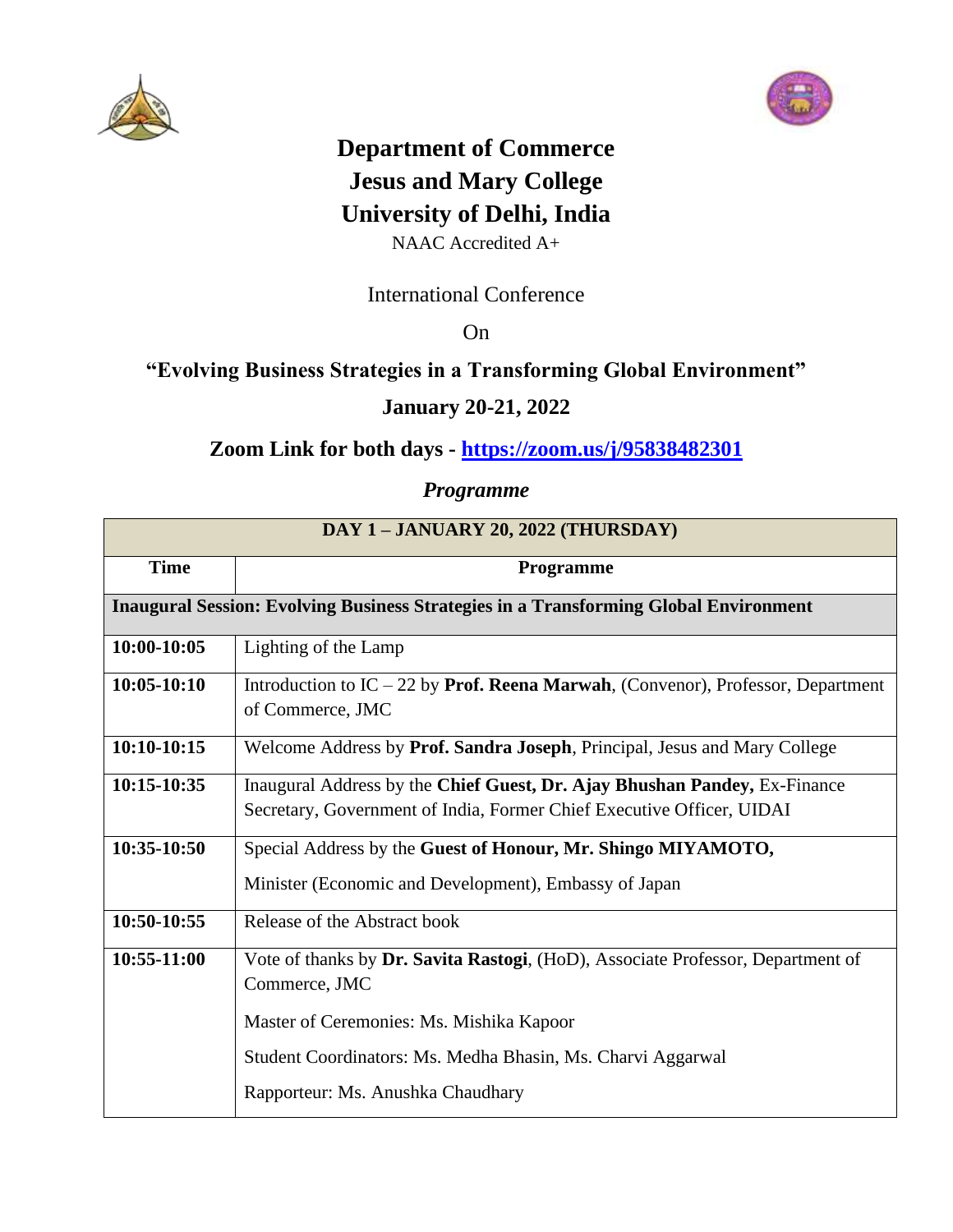# Department of Commerce
# Jesus and Mary College
# University of Delhi, India

NAAC Accredited A+

International Conference

On

## "Evolving Business Strategies in a Transforming Global Environment"

## January 20-21, 2022

## Zoom Link for both days - [https://zoom.us/j/95838482301](https://zoom.us/j/95838482301)

### *Programme*

| DAY 1 – JANUARY 20, 2022 (THURSDAY) | |
|---|---|
| **Time** | **Programme** |
| **Inaugural Session: Evolving Business Strategies in a Transforming Global Environment** | |
| **10:00-10:05** | Lighting of the Lamp |
| **10:05-10:10** | Introduction to IC – 22 by **Prof. Reena Marwah**, (Convenor), Professor, Department of Commerce, JMC |
| **10:10-10:15** | Welcome Address by **Prof. Sandra Joseph**, Principal, Jesus and Mary College |
| **10:15-10:35** | Inaugural Address by the **Chief Guest, Dr. Ajay Bhushan Pandey,** Ex-Finance Secretary, Government of India, Former Chief Executive Officer, UIDAI |
| **10:35-10:50** | Special Address by the **Guest of Honour, Mr. Shingo MIYAMOTO,** Minister (Economic and Development), Embassy of Japan |
| **10:50-10:55** | Release of the Abstract book |
| **10:55-11:00** | Vote of thanks by **Dr. Savita Rastogi**, (HoD), Associate Professor, Department of Commerce, JMC<br><br>Master of Ceremonies: Ms. Mishika Kapoor<br><br>Student Coordinators: Ms. Medha Bhasin, Ms. Charvi Aggarwal<br><br>Rapporteur: Ms. Anushka Chaudhary |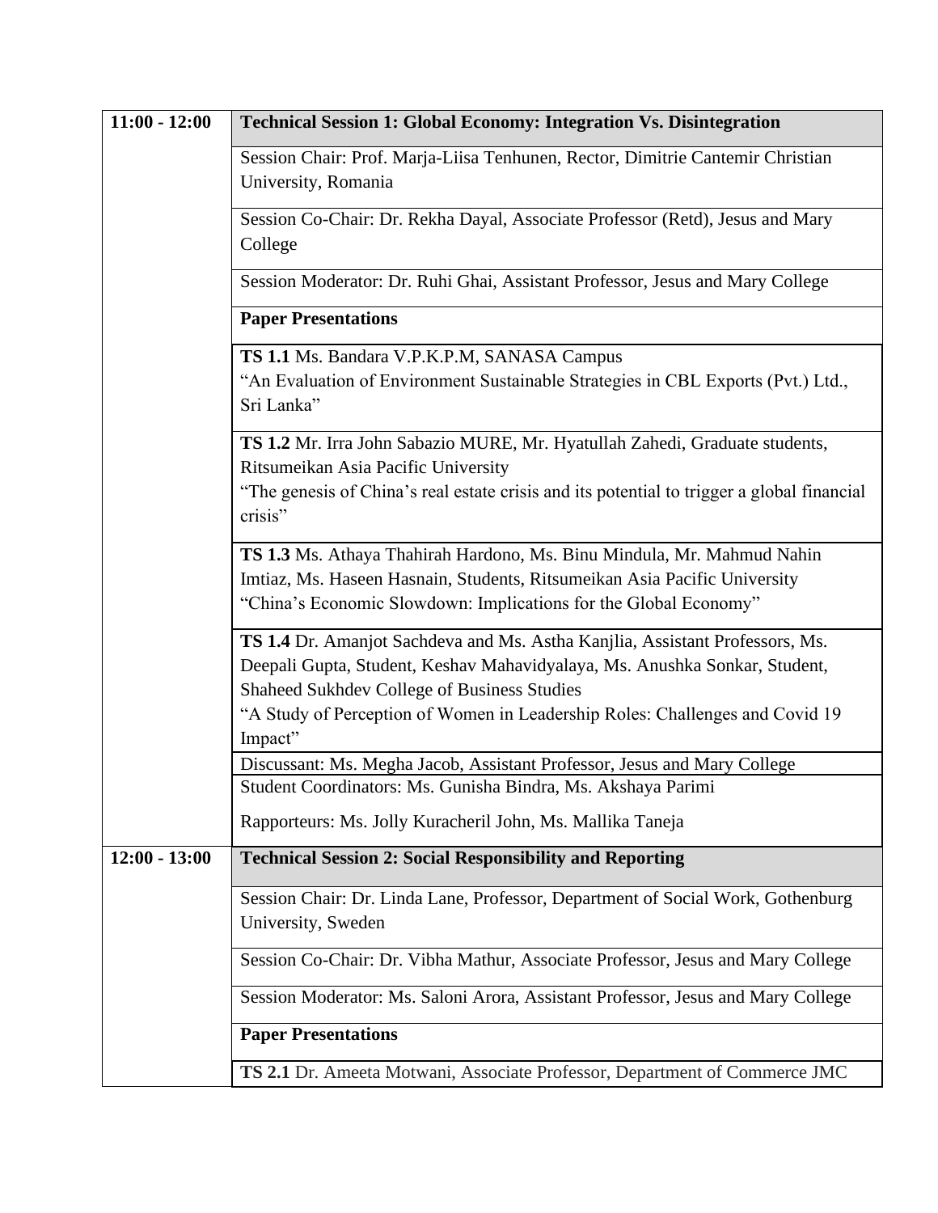| | |
|---|---|
| **11:00 - 12:00** | **Technical Session 1: Global Economy: Integration Vs. Disintegration** |
| | Session Chair: Prof. Marja-Liisa Tenhunen, Rector, Dimitrie Cantemir Christian University, Romania |
| | Session Co-Chair: Dr. Rekha Dayal, Associate Professor (Retd), Jesus and Mary College |
| | Session Moderator: Dr. Ruhi Ghai, Assistant Professor, Jesus and Mary College |
| | **Paper Presentations** |
| | **TS 1.1** Ms. Bandara V.P.K.P.M, SANASA Campus<br>"An Evaluation of Environment Sustainable Strategies in CBL Exports (Pvt.) Ltd., Sri Lanka" |
| | **TS 1.2** Mr. Irra John Sabazio MURE, Mr. Hyatullah Zahedi, Graduate students, Ritsumeikan Asia Pacific University<br>"The genesis of China's real estate crisis and its potential to trigger a global financial crisis" |
| | **TS 1.3** Ms. Athaya Thahirah Hardono, Ms. Binu Mindula, Mr. Mahmud Nahin Imtiaz, Ms. Haseen Hasnain, Students, Ritsumeikan Asia Pacific University<br>"China's Economic Slowdown: Implications for the Global Economy" |
| | **TS 1.4** Dr. Amanjot Sachdeva and Ms. Astha Kanjlia, Assistant Professors, Ms. Deepali Gupta, Student, Keshav Mahavidyalaya, Ms. Anushka Sonkar, Student, Shaheed Sukhdev College of Business Studies<br>"A Study of Perception of Women in Leadership Roles: Challenges and Covid 19 Impact" |
| | Discussant: Ms. Megha Jacob, Assistant Professor, Jesus and Mary College |
| | Student Coordinators: Ms. Gunisha Bindra, Ms. Akshaya Parimi<br>Rapporteurs: Ms. Jolly Kuracheril John, Ms. Mallika Taneja |
| **12:00 - 13:00** | **Technical Session 2: Social Responsibility and Reporting** |
| | Session Chair: Dr. Linda Lane, Professor, Department of Social Work, Gothenburg University, Sweden |
| | Session Co-Chair: Dr. Vibha Mathur, Associate Professor, Jesus and Mary College |
| | Session Moderator: Ms. Saloni Arora, Assistant Professor, Jesus and Mary College |
| | **Paper Presentations** |
| | **TS 2.1** Dr. Ameeta Motwani, Associate Professor, Department of Commerce JMC |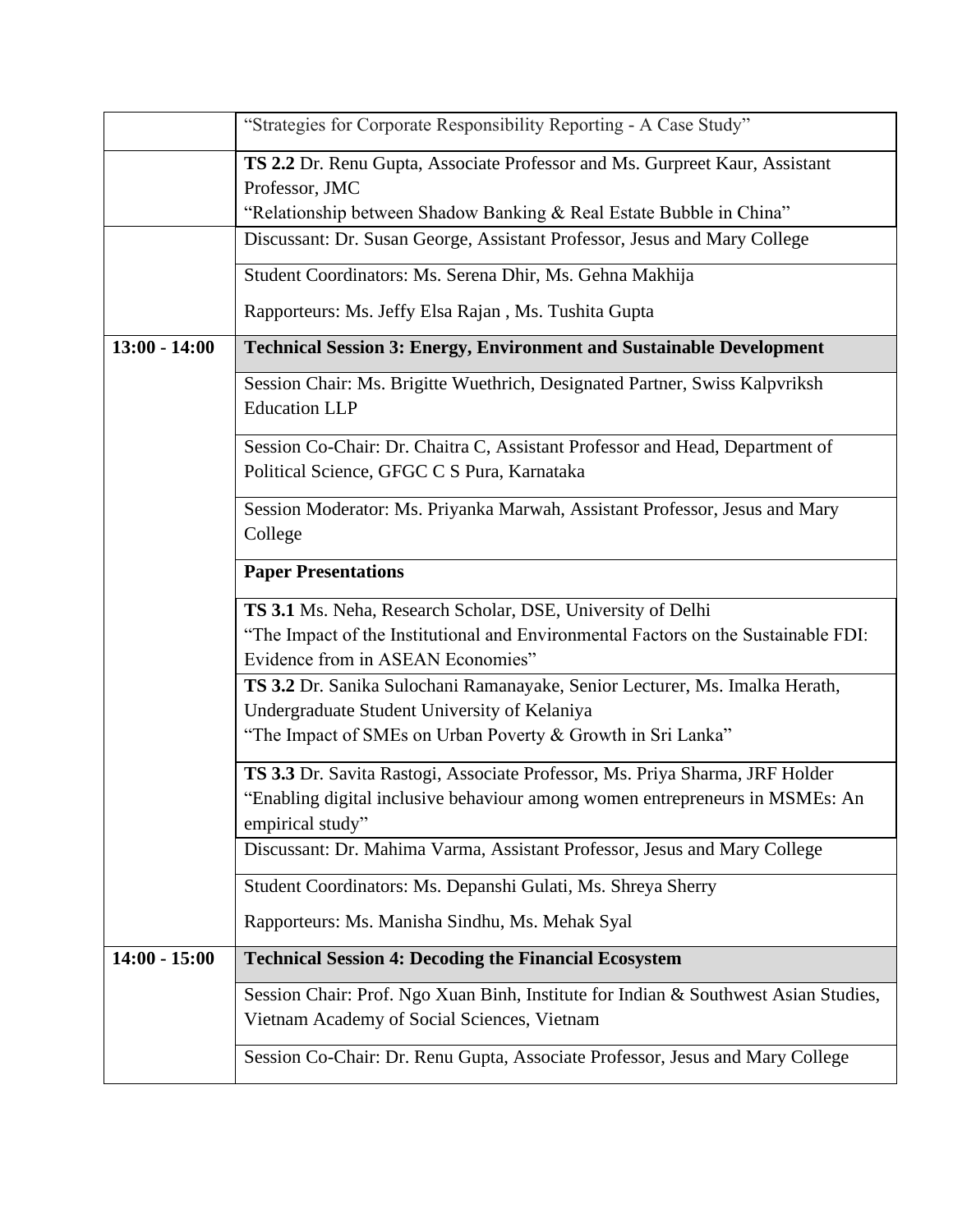| | |
|---|---|
| | "Strategies for Corporate Responsibility Reporting - A Case Study" |
| | **TS 2.2** Dr. Renu Gupta, Associate Professor and Ms. Gurpreet Kaur, Assistant Professor, JMC<br>"Relationship between Shadow Banking & Real Estate Bubble in China" |
| | Discussant: Dr. Susan George, Assistant Professor, Jesus and Mary College |
| | Student Coordinators: Ms. Serena Dhir, Ms. Gehna Makhija<br>Rapporteurs: Ms. Jeffy Elsa Rajan , Ms. Tushita Gupta |
| **13:00 - 14:00** | **Technical Session 3: Energy, Environment and Sustainable Development** |
| | Session Chair: Ms. Brigitte Wuethrich, Designated Partner, Swiss Kalpvriksh Education LLP |
| | Session Co-Chair: Dr. Chaitra C, Assistant Professor and Head, Department of Political Science, GFGC C S Pura, Karnataka |
| | Session Moderator: Ms. Priyanka Marwah, Assistant Professor, Jesus and Mary College |
| | **Paper Presentations** |
| | **TS 3.1** Ms. Neha, Research Scholar, DSE, University of Delhi<br>"The Impact of the Institutional and Environmental Factors on the Sustainable FDI: Evidence from in ASEAN Economies" |
| | **TS 3.2** Dr. Sanika Sulochani Ramanayake, Senior Lecturer, Ms. Imalka Herath, Undergraduate Student University of Kelaniya<br>"The Impact of SMEs on Urban Poverty & Growth in Sri Lanka" |
| | **TS 3.3** Dr. Savita Rastogi, Associate Professor, Ms. Priya Sharma, JRF Holder<br>"Enabling digital inclusive behaviour among women entrepreneurs in MSMEs: An empirical study" |
| | Discussant: Dr. Mahima Varma, Assistant Professor, Jesus and Mary College |
| | Student Coordinators: Ms. Depanshi Gulati, Ms. Shreya Sherry<br>Rapporteurs: Ms. Manisha Sindhu, Ms. Mehak Syal |
| **14:00 - 15:00** | **Technical Session 4: Decoding the Financial Ecosystem** |
| | Session Chair: Prof. Ngo Xuan Binh, Institute for Indian & Southwest Asian Studies, Vietnam Academy of Social Sciences, Vietnam |
| | Session Co-Chair: Dr. Renu Gupta, Associate Professor, Jesus and Mary College |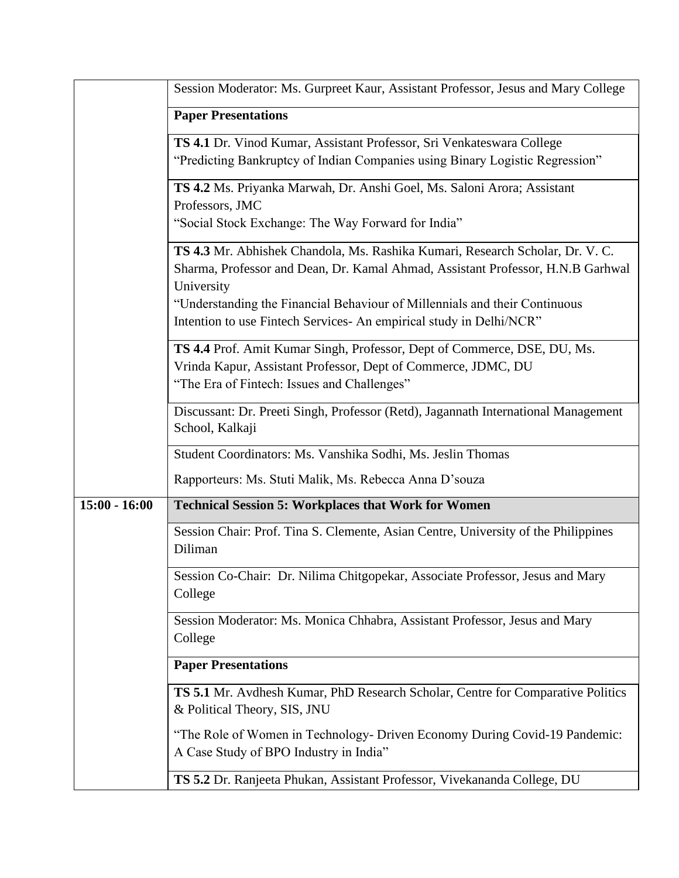| | |
|---|---|
| | Session Moderator: Ms. Gurpreet Kaur, Assistant Professor, Jesus and Mary College |
| | **Paper Presentations** |
| | **TS 4.1** Dr. Vinod Kumar, Assistant Professor, Sri Venkateswara College<br>"Predicting Bankruptcy of Indian Companies using Binary Logistic Regression" |
| | **TS 4.2** Ms. Priyanka Marwah, Dr. Anshi Goel, Ms. Saloni Arora; Assistant Professors, JMC<br>"Social Stock Exchange: The Way Forward for India" |
| | **TS 4.3** Mr. Abhishek Chandola, Ms. Rashika Kumari, Research Scholar, Dr. V. C. Sharma, Professor and Dean, Dr. Kamal Ahmad, Assistant Professor, H.N.B Garhwal University<br>"Understanding the Financial Behaviour of Millennials and their Continuous Intention to use Fintech Services- An empirical study in Delhi/NCR" |
| | **TS 4.4** Prof. Amit Kumar Singh, Professor, Dept of Commerce, DSE, DU, Ms. Vrinda Kapur, Assistant Professor, Dept of Commerce, JDMC, DU<br>"The Era of Fintech: Issues and Challenges" |
| | Discussant: Dr. Preeti Singh, Professor (Retd), Jagannath International Management School, Kalkaji |
| | Student Coordinators: Ms. Vanshika Sodhi, Ms. Jeslin Thomas<br>Rapporteurs: Ms. Stuti Malik, Ms. Rebecca Anna D'souza |
| **15:00 - 16:00** | **Technical Session 5: Workplaces that Work for Women** |
| | Session Chair: Prof. Tina S. Clemente, Asian Centre, University of the Philippines Diliman |
| | Session Co-Chair: Dr. Nilima Chitgopekar, Associate Professor, Jesus and Mary College |
| | Session Moderator: Ms. Monica Chhabra, Assistant Professor, Jesus and Mary College |
| | **Paper Presentations** |
| | **TS 5.1** Mr. Avdhesh Kumar, PhD Research Scholar, Centre for Comparative Politics & Political Theory, SIS, JNU<br>"The Role of Women in Technology- Driven Economy During Covid-19 Pandemic: A Case Study of BPO Industry in India" |
| | **TS 5.2** Dr. Ranjeeta Phukan, Assistant Professor, Vivekananda College, DU |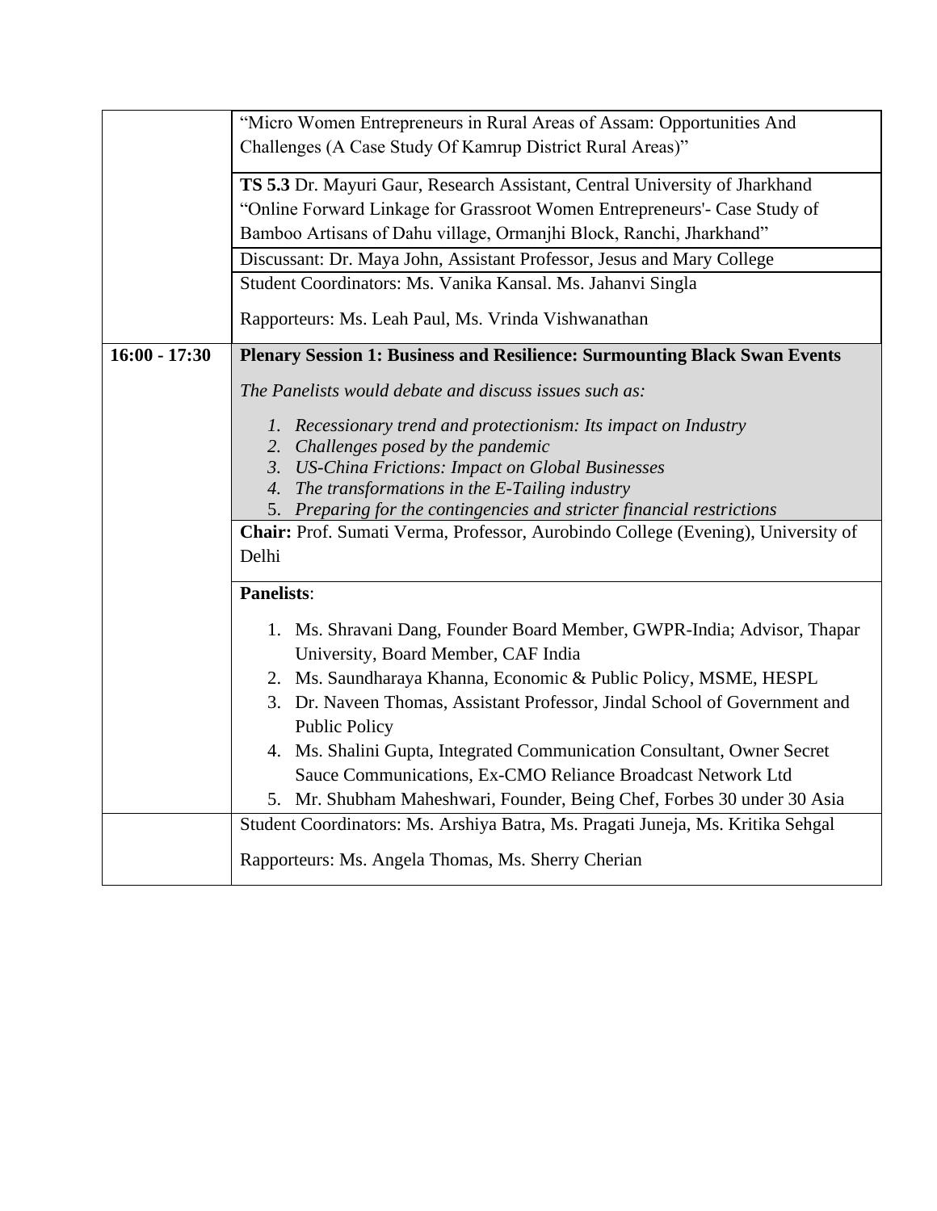| | |
|---|---|
| | "Micro Women Entrepreneurs in Rural Areas of Assam: Opportunities And Challenges (A Case Study Of Kamrup District Rural Areas)" |
| | **TS 5.3** Dr. Mayuri Gaur, Research Assistant, Central University of Jharkhand "Online Forward Linkage for Grassroot Women Entrepreneurs'- Case Study of Bamboo Artisans of Dahu village, Ormanjhi Block, Ranchi, Jharkhand" |
| | Discussant: Dr. Maya John, Assistant Professor, Jesus and Mary College |
| | Student Coordinators: Ms. Vanika Kansal. Ms. Jahanvi Singla<br><br>Rapporteurs: Ms. Leah Paul, Ms. Vrinda Vishwanathan |
| **16:00 - 17:30** | **Plenary Session 1: Business and Resilience: Surmounting Black Swan Events**<br><br>*The Panelists would debate and discuss issues such as:*<br><br>1. *Recessionary trend and protectionism: Its impact on Industry*<br>2. *Challenges posed by the pandemic*<br>3. *US-China Frictions: Impact on Global Businesses*<br>4. *The transformations in the E-Tailing industry*<br>5. *Preparing for the contingencies and stricter financial restrictions* |
| | **Chair:** Prof. Sumati Verma, Professor, Aurobindo College (Evening), University of Delhi |
| | **Panelists**:<br><br>1. Ms. Shravani Dang, Founder Board Member, GWPR-India; Advisor, Thapar University, Board Member, CAF India<br>2. Ms. Saundharaya Khanna, Economic & Public Policy, MSME, HESPL<br>3. Dr. Naveen Thomas, Assistant Professor, Jindal School of Government and Public Policy<br>4. Ms. Shalini Gupta, Integrated Communication Consultant, Owner Secret Sauce Communications, Ex-CMO Reliance Broadcast Network Ltd<br>5. Mr. Shubham Maheshwari, Founder, Being Chef, Forbes 30 under 30 Asia |
| | Student Coordinators: Ms. Arshiya Batra, Ms. Pragati Juneja, Ms. Kritika Sehgal<br><br>Rapporteurs: Ms. Angela Thomas, Ms. Sherry Cherian |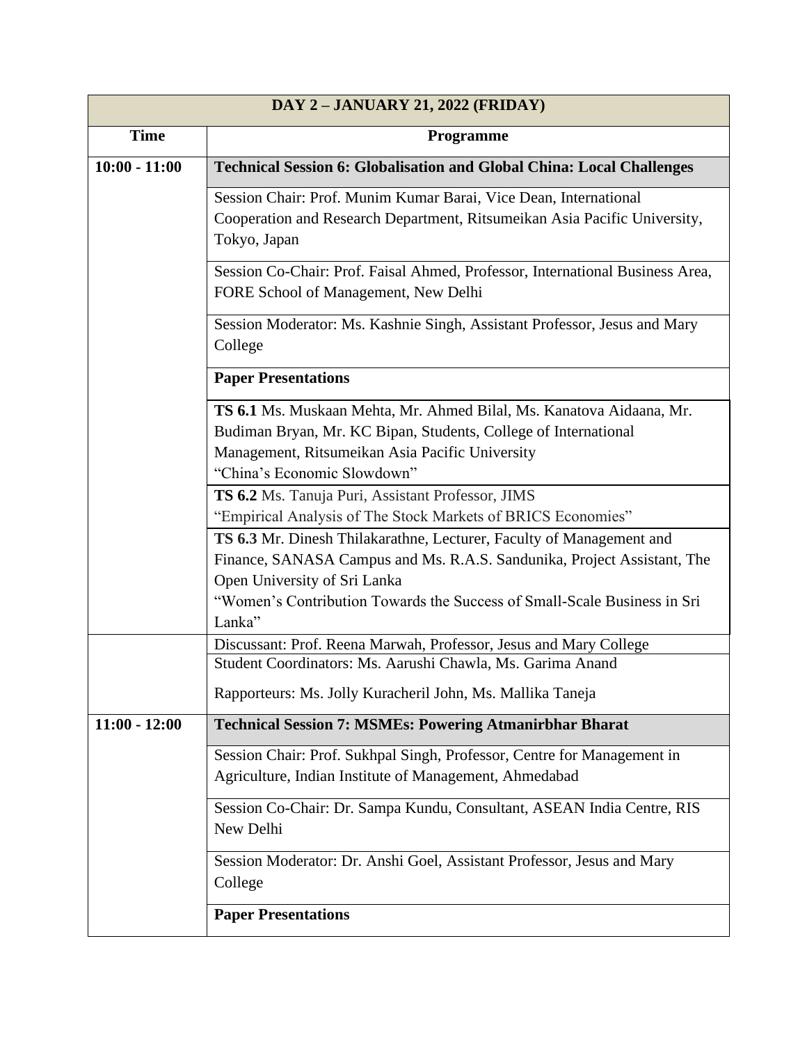| DAY 2 – JANUARY 21, 2022 (FRIDAY) | |
|---|---|
| **Time** | **Programme** |
| **10:00 - 11:00** | **Technical Session 6: Globalisation and Global China: Local Challenges** |
| | Session Chair: Prof. Munim Kumar Barai, Vice Dean, International Cooperation and Research Department, Ritsumeikan Asia Pacific University, Tokyo, Japan |
| | Session Co-Chair: Prof. Faisal Ahmed, Professor, International Business Area, FORE School of Management, New Delhi |
| | Session Moderator: Ms. Kashnie Singh, Assistant Professor, Jesus and Mary College |
| | **Paper Presentations** |
| | **TS 6.1** Ms. Muskaan Mehta, Mr. Ahmed Bilal, Ms. Kanatova Aidaana, Mr. Budiman Bryan, Mr. KC Bipan, Students, College of International Management, Ritsumeikan Asia Pacific University<br>"China's Economic Slowdown" |
| | **TS 6.2** Ms. Tanuja Puri, Assistant Professor, JIMS<br>"Empirical Analysis of The Stock Markets of BRICS Economies" |
| | **TS 6.3** Mr. Dinesh Thilakarathne, Lecturer, Faculty of Management and Finance, SANASA Campus and Ms. R.A.S. Sandunika, Project Assistant, The Open University of Sri Lanka<br>"Women's Contribution Towards the Success of Small-Scale Business in Sri Lanka" |
| | Discussant: Prof. Reena Marwah, Professor, Jesus and Mary College |
| | Student Coordinators: Ms. Aarushi Chawla, Ms. Garima Anand<br>Rapporteurs: Ms. Jolly Kuracheril John, Ms. Mallika Taneja |
| **11:00 - 12:00** | **Technical Session 7: MSMEs: Powering Atmanirbhar Bharat** |
| | Session Chair: Prof. Sukhpal Singh, Professor, Centre for Management in Agriculture, Indian Institute of Management, Ahmedabad |
| | Session Co-Chair: Dr. Sampa Kundu, Consultant, ASEAN India Centre, RIS New Delhi |
| | Session Moderator: Dr. Anshi Goel, Assistant Professor, Jesus and Mary College |
| | **Paper Presentations** |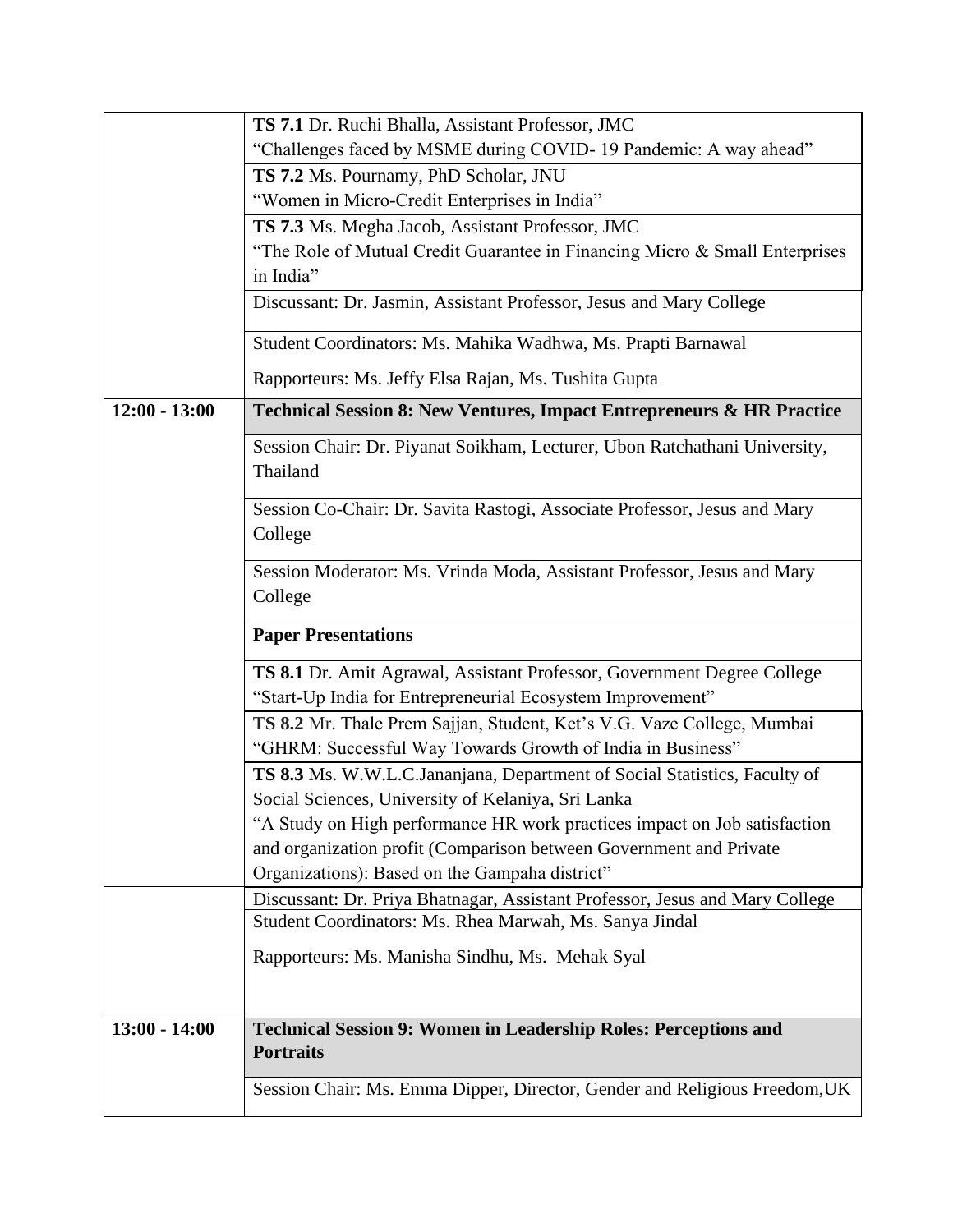| | |
|---|---|
| | **TS 7.1** Dr. Ruchi Bhalla, Assistant Professor, JMC<br>"Challenges faced by MSME during COVID- 19 Pandemic: A way ahead" |
| | **TS 7.2** Ms. Pournamy, PhD Scholar, JNU<br>"Women in Micro-Credit Enterprises in India" |
| | **TS 7.3** Ms. Megha Jacob, Assistant Professor, JMC<br>"The Role of Mutual Credit Guarantee in Financing Micro & Small Enterprises in India" |
| | Discussant: Dr. Jasmin, Assistant Professor, Jesus and Mary College |
| | Student Coordinators: Ms. Mahika Wadhwa, Ms. Prapti Barnawal<br>Rapporteurs: Ms. Jeffy Elsa Rajan, Ms. Tushita Gupta |
| **12:00 - 13:00** | **Technical Session 8: New Ventures, Impact Entrepreneurs & HR Practice** |
| | Session Chair: Dr. Piyanat Soikham, Lecturer, Ubon Ratchathani University, Thailand |
| | Session Co-Chair: Dr. Savita Rastogi, Associate Professor, Jesus and Mary College |
| | Session Moderator: Ms. Vrinda Moda, Assistant Professor, Jesus and Mary College |
| | **Paper Presentations** |
| | **TS 8.1** Dr. Amit Agrawal, Assistant Professor, Government Degree College<br>"Start-Up India for Entrepreneurial Ecosystem Improvement" |
| | **TS 8.2** Mr. Thale Prem Sajjan, Student, Ket's V.G. Vaze College, Mumbai<br>"GHRM: Successful Way Towards Growth of India in Business" |
| | **TS 8.3** Ms. W.W.L.C.Jananjana, Department of Social Statistics, Faculty of Social Sciences, University of Kelaniya, Sri Lanka<br>"A Study on High performance HR work practices impact on Job satisfaction and organization profit (Comparison between Government and Private Organizations): Based on the Gampaha district" |
| | Discussant: Dr. Priya Bhatnagar, Assistant Professor, Jesus and Mary College<br>Student Coordinators: Ms. Rhea Marwah, Ms. Sanya Jindal<br>Rapporteurs: Ms. Manisha Sindhu, Ms. Mehak Syal |
| **13:00 - 14:00** | **Technical Session 9: Women in Leadership Roles: Perceptions and Portraits** |
| | Session Chair: Ms. Emma Dipper, Director, Gender and Religious Freedom,UK |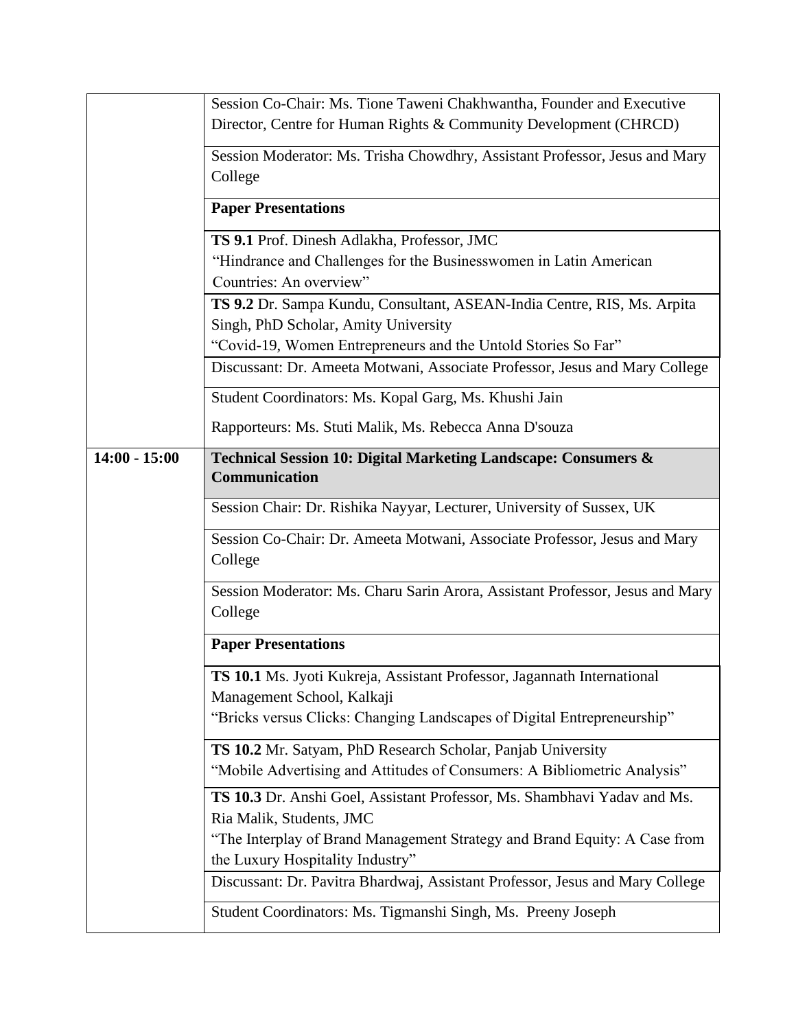| | |
|---|---|
| | Session Co-Chair: Ms. Tione Taweni Chakhwantha, Founder and Executive Director, Centre for Human Rights & Community Development (CHRCD) |
| | Session Moderator: Ms. Trisha Chowdhry, Assistant Professor, Jesus and Mary College |
| | **Paper Presentations** |
| | **TS 9.1** Prof. Dinesh Adlakha, Professor, JMC<br>"Hindrance and Challenges for the Businesswomen in Latin American Countries: An overview" |
| | **TS 9.2** Dr. Sampa Kundu, Consultant, ASEAN-India Centre, RIS, Ms. Arpita Singh, PhD Scholar, Amity University<br>"Covid-19, Women Entrepreneurs and the Untold Stories So Far" |
| | Discussant: Dr. Ameeta Motwani, Associate Professor, Jesus and Mary College |
| | Student Coordinators: Ms. Kopal Garg, Ms. Khushi Jain<br><br>Rapporteurs: Ms. Stuti Malik, Ms. Rebecca Anna D'souza |
| **14:00 - 15:00** | **Technical Session 10: Digital Marketing Landscape: Consumers & Communication** |
| | Session Chair: Dr. Rishika Nayyar, Lecturer, University of Sussex, UK |
| | Session Co-Chair: Dr. Ameeta Motwani, Associate Professor, Jesus and Mary College |
| | Session Moderator: Ms. Charu Sarin Arora, Assistant Professor, Jesus and Mary College |
| | **Paper Presentations** |
| | **TS 10.1** Ms. Jyoti Kukreja, Assistant Professor, Jagannath International Management School, Kalkaji<br>"Bricks versus Clicks: Changing Landscapes of Digital Entrepreneurship" |
| | **TS 10.2** Mr. Satyam, PhD Research Scholar, Panjab University<br>"Mobile Advertising and Attitudes of Consumers: A Bibliometric Analysis" |
| | **TS 10.3** Dr. Anshi Goel, Assistant Professor, Ms. Shambhavi Yadav and Ms. Ria Malik, Students, JMC<br>"The Interplay of Brand Management Strategy and Brand Equity: A Case from the Luxury Hospitality Industry" |
| | Discussant: Dr. Pavitra Bhardwaj, Assistant Professor, Jesus and Mary College |
| | Student Coordinators: Ms. Tigmanshi Singh, Ms. Preeny Joseph |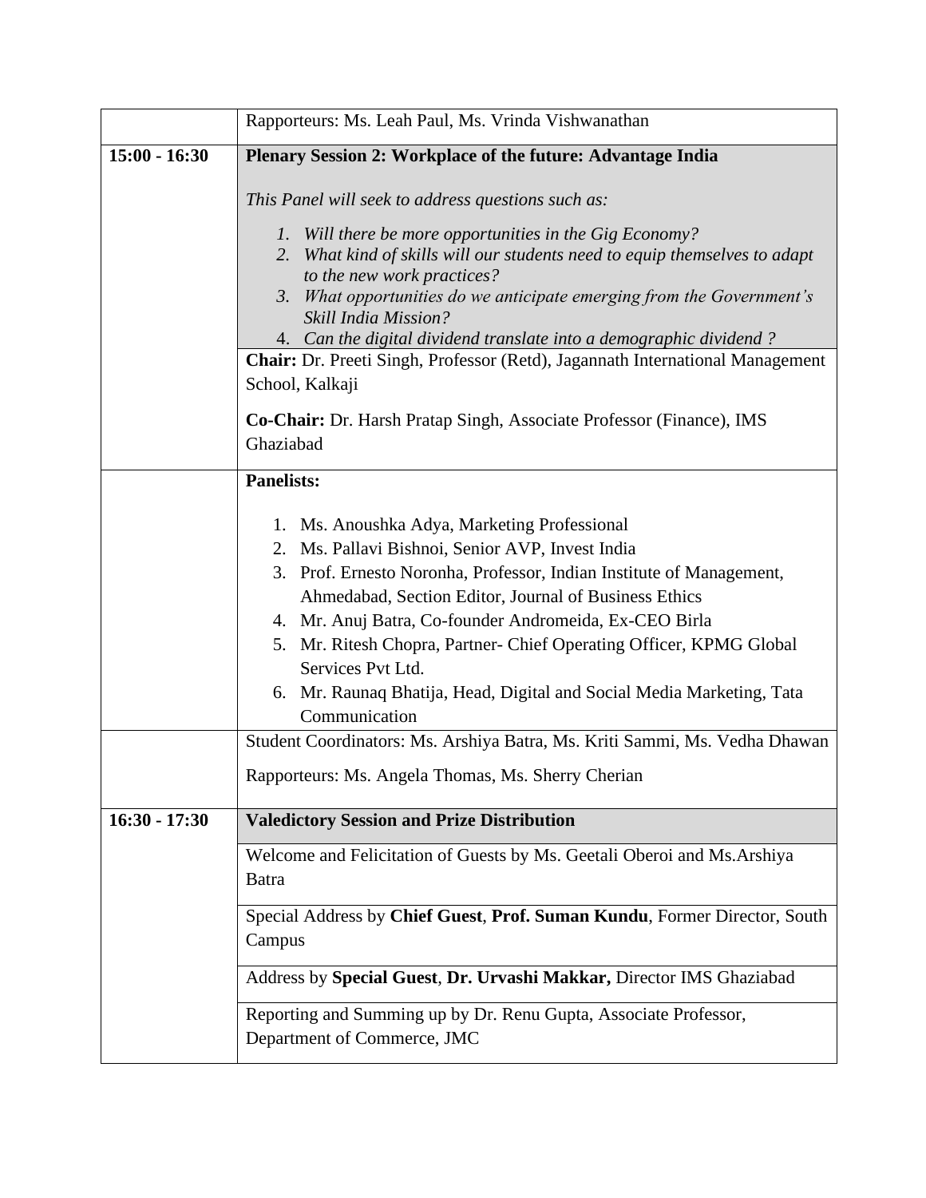| | |
|---|---|
| | Rapporteurs: Ms. Leah Paul, Ms. Vrinda Vishwanathan |
| **15:00 - 16:30** | **Plenary Session 2: Workplace of the future: Advantage India**<br><br>*This Panel will seek to address questions such as:*<br><br>*1. Will there be more opportunities in the Gig Economy?*<br>*2. What kind of skills will our students need to equip themselves to adapt to the new work practices?*<br>*3. What opportunities do we anticipate emerging from the Government's Skill India Mission?*<br>*4. Can the digital dividend translate into a demographic dividend ?* |
| | **Chair:** Dr. Preeti Singh, Professor (Retd), Jagannath International Management School, Kalkaji<br><br>**Co-Chair:** Dr. Harsh Pratap Singh, Associate Professor (Finance), IMS Ghaziabad |
| | **Panelists:**<br><br>1. Ms. Anoushka Adya, Marketing Professional<br>2. Ms. Pallavi Bishnoi, Senior AVP, Invest India<br>3. Prof. Ernesto Noronha, Professor, Indian Institute of Management, Ahmedabad, Section Editor, Journal of Business Ethics<br>4. Mr. Anuj Batra, Co-founder Andromeida, Ex-CEO Birla<br>5. Mr. Ritesh Chopra, Partner- Chief Operating Officer, KPMG Global Services Pvt Ltd.<br>6. Mr. Raunaq Bhatija, Head, Digital and Social Media Marketing, Tata Communication |
| | Student Coordinators: Ms. Arshiya Batra, Ms. Kriti Sammi, Ms. Vedha Dhawan<br><br>Rapporteurs: Ms. Angela Thomas, Ms. Sherry Cherian |
| **16:30 - 17:30** | **Valedictory Session and Prize Distribution** |
| | Welcome and Felicitation of Guests by Ms. Geetali Oberoi and Ms.Arshiya Batra |
| | Special Address by **Chief Guest**, **Prof. Suman Kundu**, Former Director, South Campus |
| | Address by **Special Guest**, **Dr. Urvashi Makkar,** Director IMS Ghaziabad |
| | Reporting and Summing up by Dr. Renu Gupta, Associate Professor, Department of Commerce, JMC |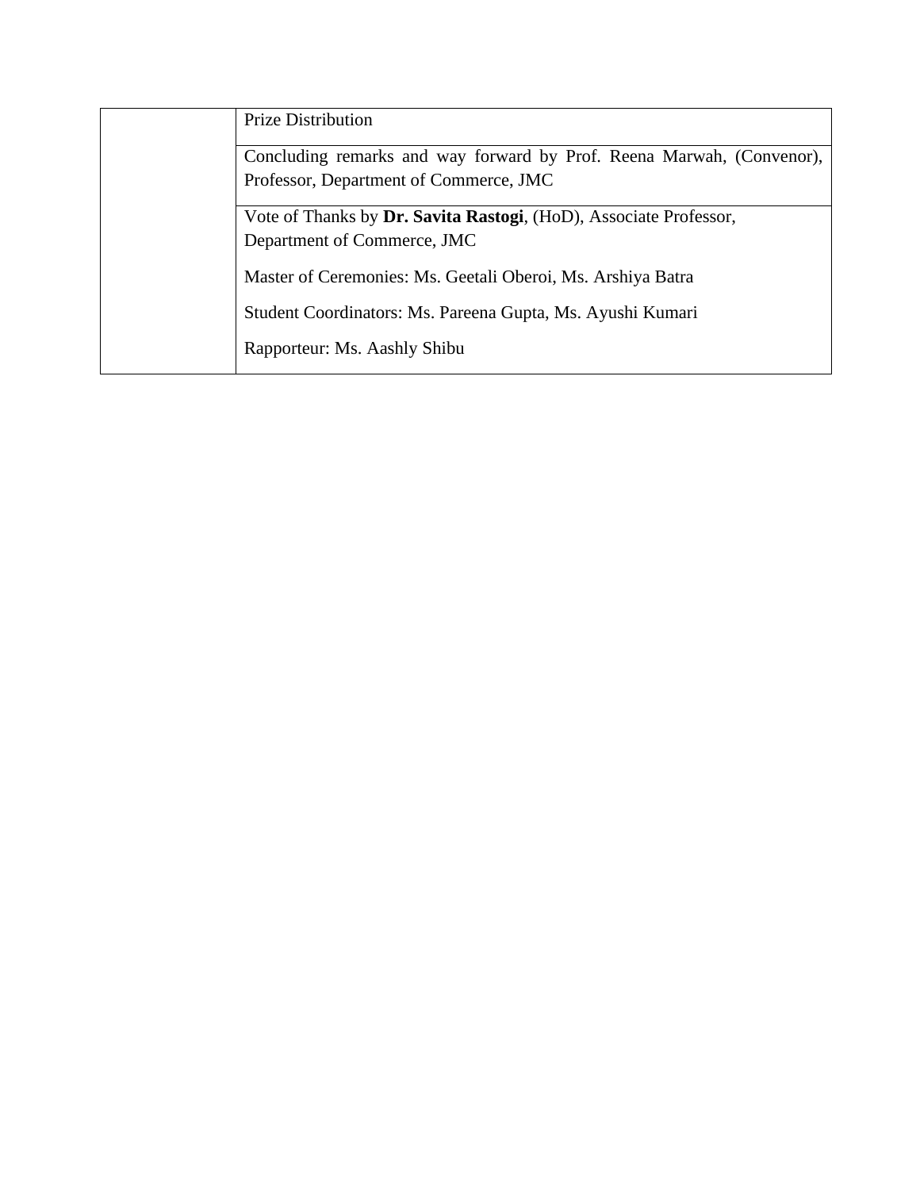| | |
|---|---|
| | Prize Distribution |
| | Concluding remarks and way forward by Prof. Reena Marwah, (Convenor), Professor, Department of Commerce, JMC |
| | Vote of Thanks by **Dr. Savita Rastogi**, (HoD), Associate Professor, Department of Commerce, JMC<br><br>Master of Ceremonies: Ms. Geetali Oberoi, Ms. Arshiya Batra<br><br>Student Coordinators: Ms. Pareena Gupta, Ms. Ayushi Kumari<br><br>Rapporteur: Ms. Aashly Shibu |